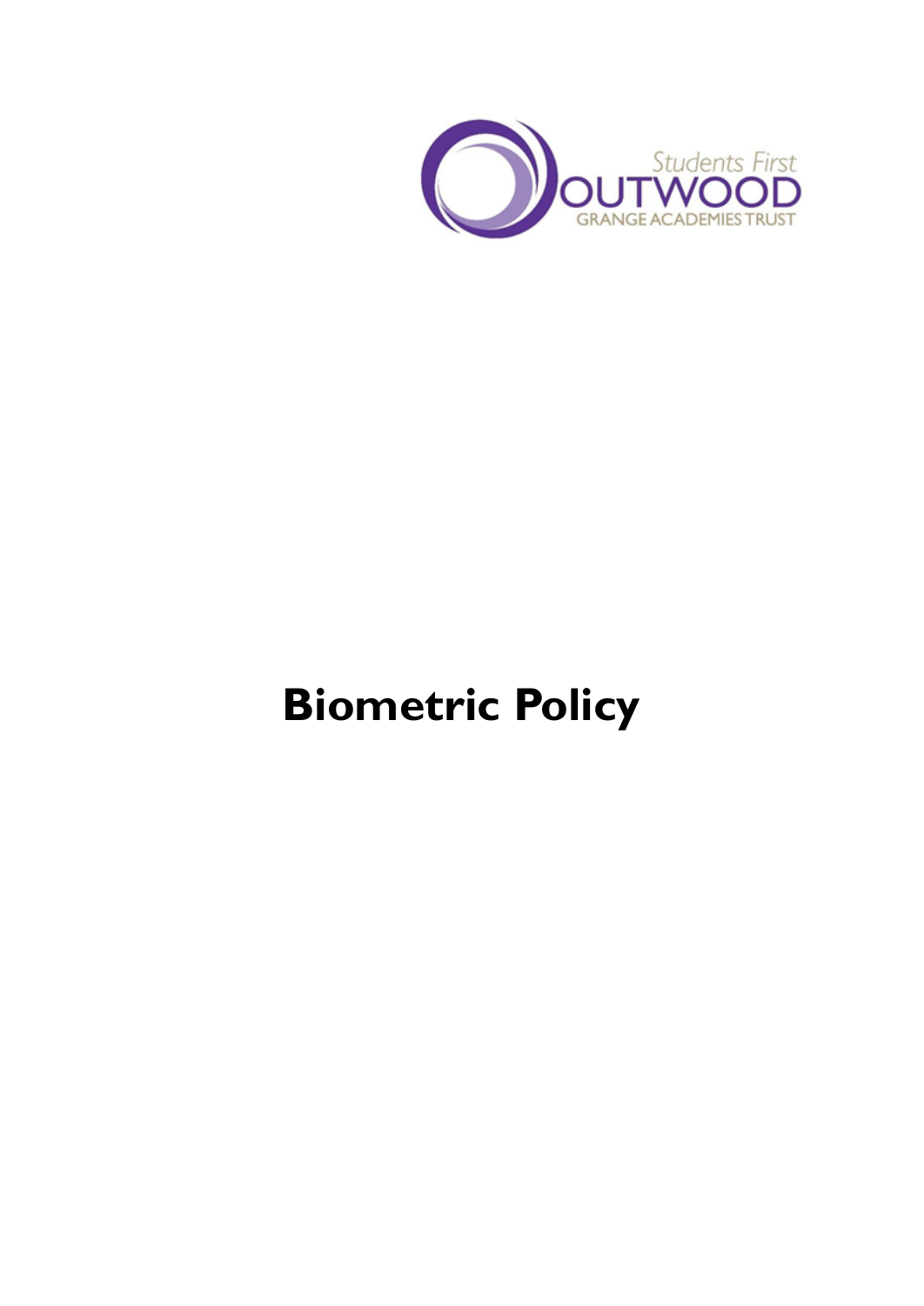Students First
OUTWOOD
GRANGE ACADEMIES TRUST

# Biometric Policy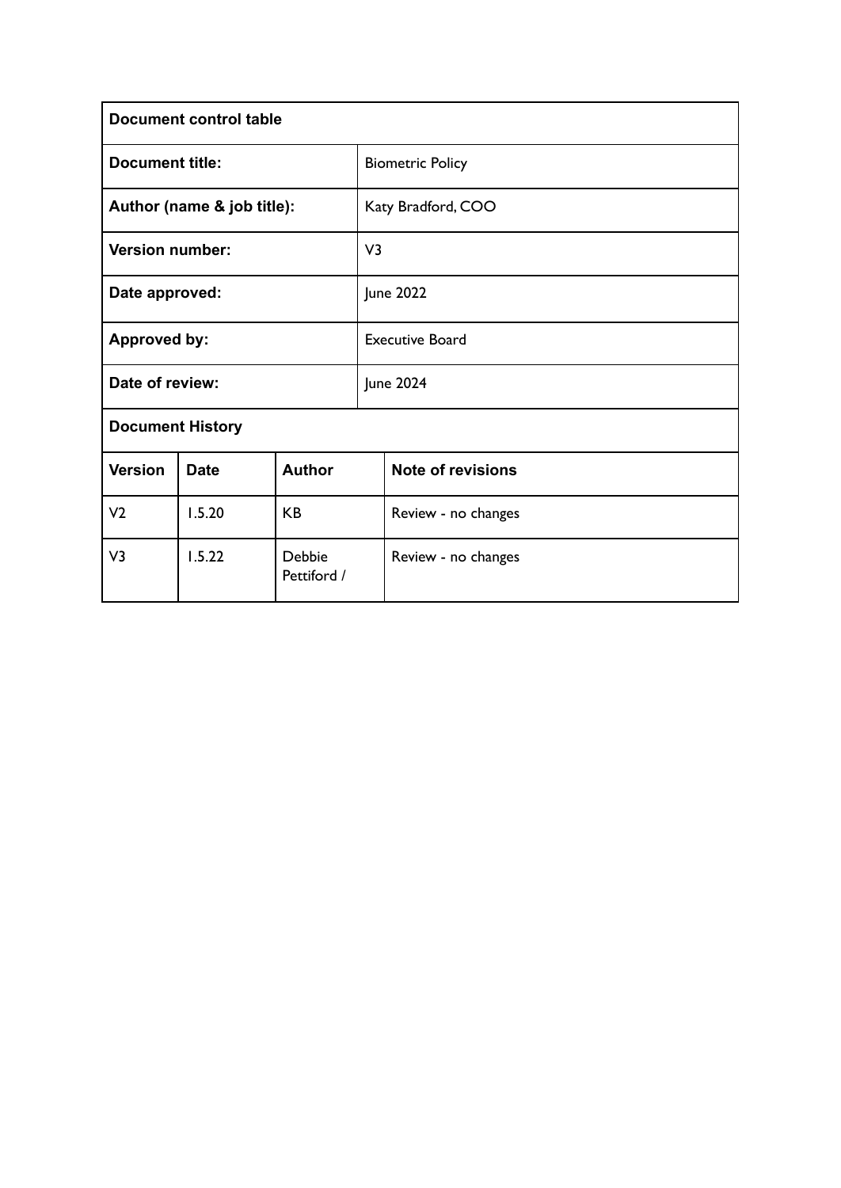| Document control table | |
|---|---|
| **Document title:** | Biometric Policy |
| **Author (name & job title):** | Katy Bradford, COO |
| **Version number:** | V3 |
| **Date approved:** | June 2022 |
| **Approved by:** | Executive Board |
| **Date of review:** | June 2024 |

**Document History**

| Version | Date | Author | Note of revisions |
|---|---|---|---|
| V2 | 1.5.20 | KB | Review - no changes |
| V3 | 1.5.22 | Debbie Pettiford / | Review - no changes |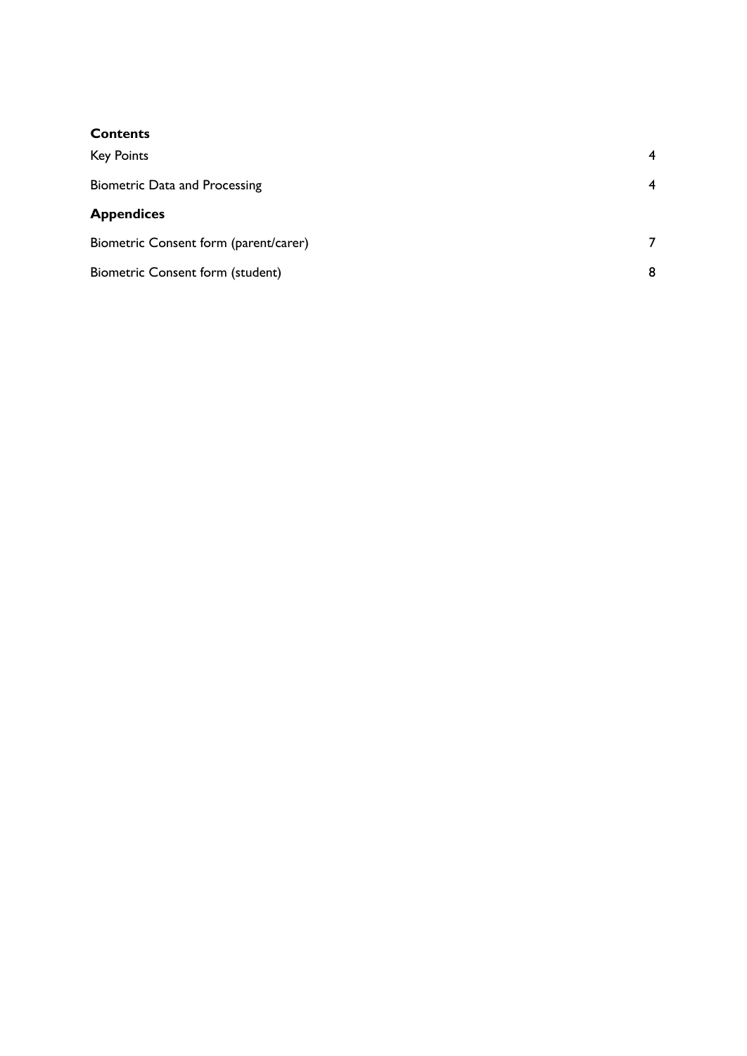**Contents**

| | |
|---|---|
| Key Points | 4 |
| Biometric Data and Processing | 4 |

**Appendices**

| | |
|---|---|
| Biometric Consent form (parent/carer) | 7 |
| Biometric Consent form (student) | 8 |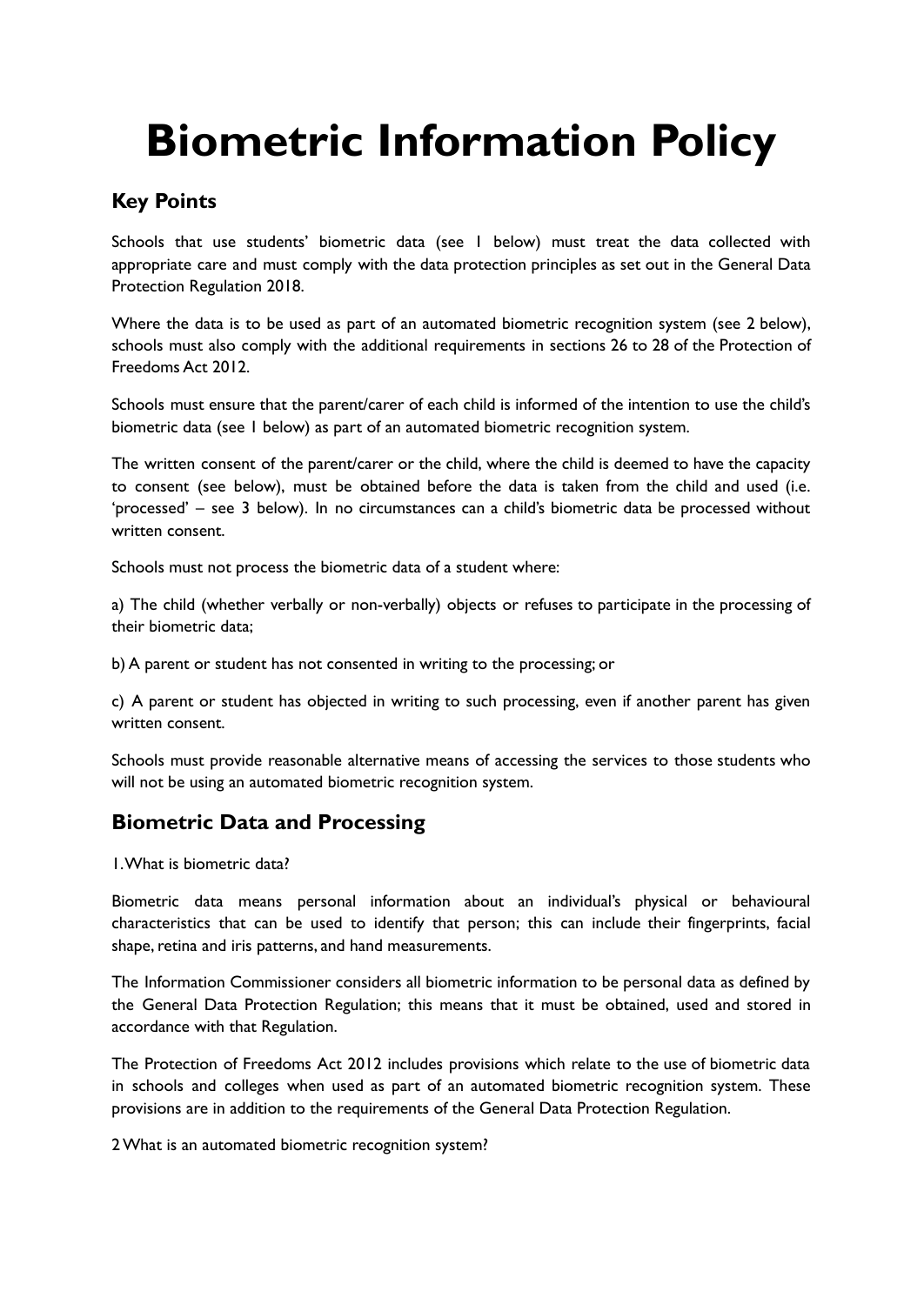# Biometric Information Policy

## Key Points

Schools that use students' biometric data (see 1 below) must treat the data collected with appropriate care and must comply with the data protection principles as set out in the General Data Protection Regulation 2018.

Where the data is to be used as part of an automated biometric recognition system (see 2 below), schools must also comply with the additional requirements in sections 26 to 28 of the Protection of Freedoms Act 2012.

Schools must ensure that the parent/carer of each child is informed of the intention to use the child's biometric data (see 1 below) as part of an automated biometric recognition system.

The written consent of the parent/carer or the child, where the child is deemed to have the capacity to consent (see below), must be obtained before the data is taken from the child and used (i.e. 'processed' – see 3 below). In no circumstances can a child's biometric data be processed without written consent.

Schools must not process the biometric data of a student where:

a) The child (whether verbally or non-verbally) objects or refuses to participate in the processing of their biometric data;

b) A parent or student has not consented in writing to the processing; or

c) A parent or student has objected in writing to such processing, even if another parent has given written consent.

Schools must provide reasonable alternative means of accessing the services to those students who will not be using an automated biometric recognition system.

## Biometric Data and Processing

1. What is biometric data?

Biometric data means personal information about an individual's physical or behavioural characteristics that can be used to identify that person; this can include their fingerprints, facial shape, retina and iris patterns, and hand measurements.

The Information Commissioner considers all biometric information to be personal data as defined by the General Data Protection Regulation; this means that it must be obtained, used and stored in accordance with that Regulation.

The Protection of Freedoms Act 2012 includes provisions which relate to the use of biometric data in schools and colleges when used as part of an automated biometric recognition system. These provisions are in addition to the requirements of the General Data Protection Regulation.

2 What is an automated biometric recognition system?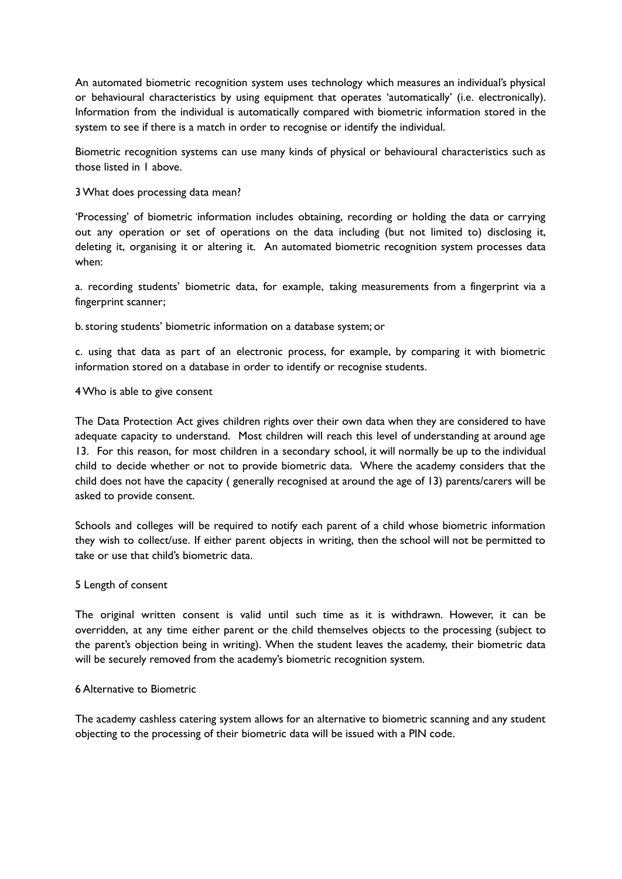An automated biometric recognition system uses technology which measures an individual's physical or behavioural characteristics by using equipment that operates 'automatically' (i.e. electronically). Information from the individual is automatically compared with biometric information stored in the system to see if there is a match in order to recognise or identify the individual.

Biometric recognition systems can use many kinds of physical or behavioural characteristics such as those listed in 1 above.

## 3 What does processing data mean?

'Processing' of biometric information includes obtaining, recording or holding the data or carrying out any operation or set of operations on the data including (but not limited to) disclosing it, deleting it, organising it or altering it. An automated biometric recognition system processes data when:

a. recording students' biometric data, for example, taking measurements from a fingerprint via a fingerprint scanner;

b. storing students' biometric information on a database system; or

c. using that data as part of an electronic process, for example, by comparing it with biometric information stored on a database in order to identify or recognise students.

## 4 Who is able to give consent

The Data Protection Act gives children rights over their own data when they are considered to have adequate capacity to understand. Most children will reach this level of understanding at around age 13. For this reason, for most children in a secondary school, it will normally be up to the individual child to decide whether or not to provide biometric data. Where the academy considers that the child does not have the capacity ( generally recognised at around the age of 13) parents/carers will be asked to provide consent.

Schools and colleges will be required to notify each parent of a child whose biometric information they wish to collect/use. If either parent objects in writing, then the school will not be permitted to take or use that child's biometric data.

## 5 Length of consent

The original written consent is valid until such time as it is withdrawn. However, it can be overridden, at any time either parent or the child themselves objects to the processing (subject to the parent's objection being in writing). When the student leaves the academy, their biometric data will be securely removed from the academy's biometric recognition system.

## 6 Alternative to Biometric

The academy cashless catering system allows for an alternative to biometric scanning and any student objecting to the processing of their biometric data will be issued with a PIN code.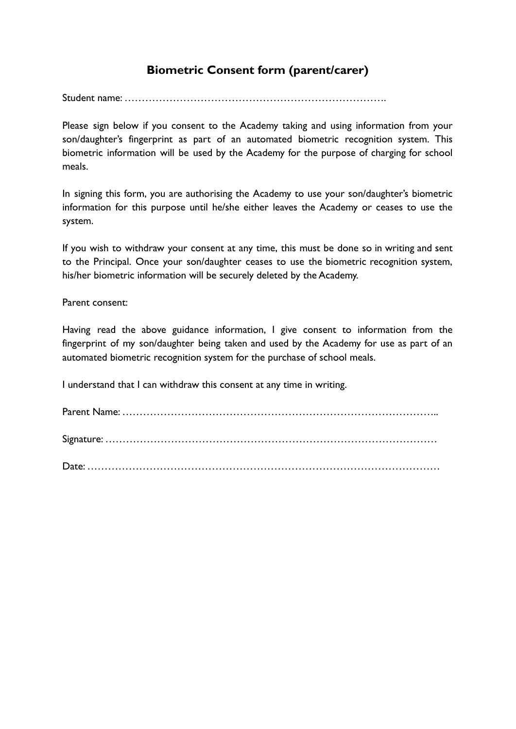## Biometric Consent form (parent/carer)

Student name: …………………………………………………………………….

Please sign below if you consent to the Academy taking and using information from your son/daughter's fingerprint as part of an automated biometric recognition system. This biometric information will be used by the Academy for the purpose of charging for school meals.

In signing this form, you are authorising the Academy to use your son/daughter's biometric information for this purpose until he/she either leaves the Academy or ceases to use the system.

If you wish to withdraw your consent at any time, this must be done so in writing and sent to the Principal. Once your son/daughter ceases to use the biometric recognition system, his/her biometric information will be securely deleted by the Academy.

Parent consent:

Having read the above guidance information, I give consent to information from the fingerprint of my son/daughter being taken and used by the Academy for use as part of an automated biometric recognition system for the purchase of school meals.

I understand that I can withdraw this consent at any time in writing.

Parent Name: ………………………………………………………………………………..

Signature: ………………………………………………………………………………………

Date: ……………………………………………………………………………………………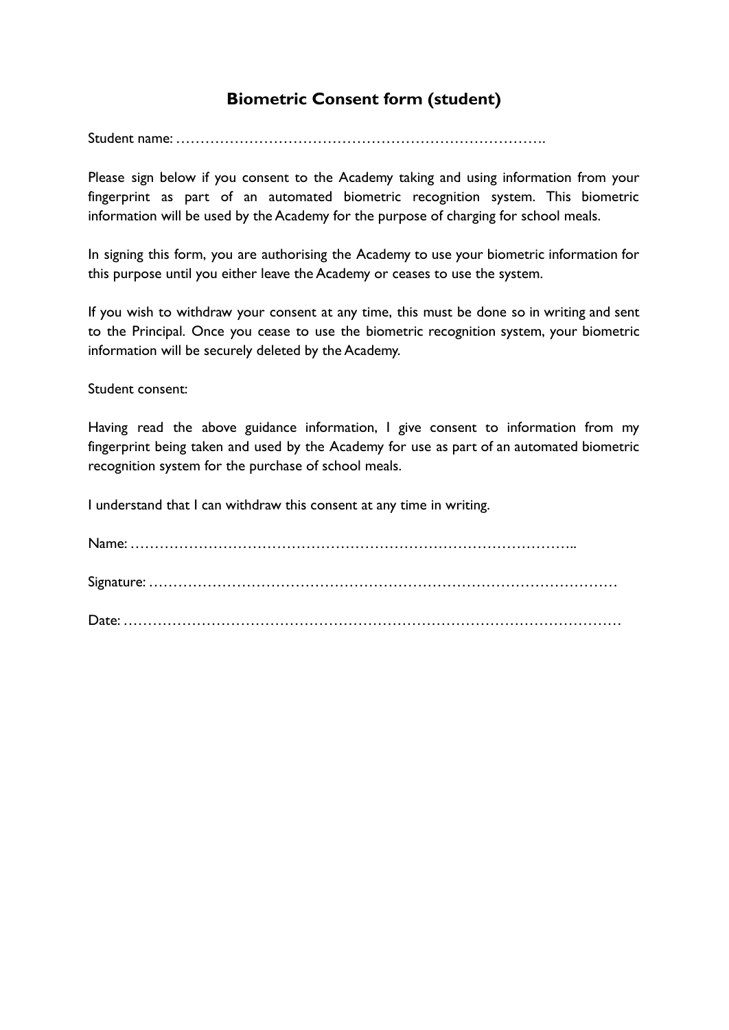# Biometric Consent form (student)

Student name: …………………………………………………………………….

Please sign below if you consent to the Academy taking and using information from your fingerprint as part of an automated biometric recognition system. This biometric information will be used by the Academy for the purpose of charging for school meals.

In signing this form, you are authorising the Academy to use your biometric information for this purpose until you either leave the Academy or ceases to use the system.

If you wish to withdraw your consent at any time, this must be done so in writing and sent to the Principal. Once you cease to use the biometric recognition system, your biometric information will be securely deleted by the Academy.

Student consent:

Having read the above guidance information, I give consent to information from my fingerprint being taken and used by the Academy for use as part of an automated biometric recognition system for the purchase of school meals.

I understand that I can withdraw this consent at any time in writing.

Name: ……………………………………………………………………………………..

Signature: ………………………………………………………………………………………

Date: ……………………………………………………………………………………………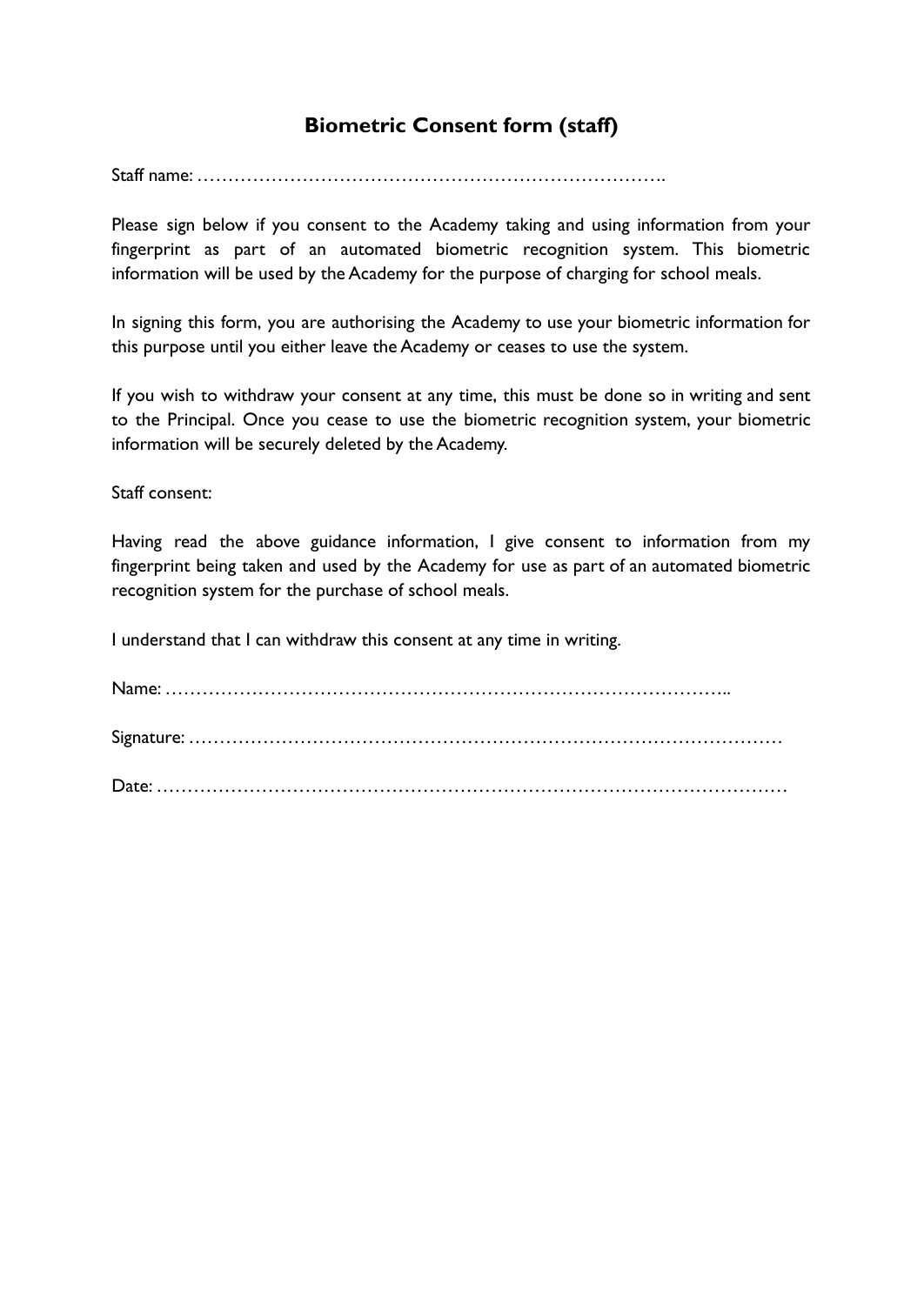# Biometric Consent form (staff)

Staff name: ……………………………………………………………………….

Please sign below if you consent to the Academy taking and using information from your fingerprint as part of an automated biometric recognition system. This biometric information will be used by the Academy for the purpose of charging for school meals.

In signing this form, you are authorising the Academy to use your biometric information for this purpose until you either leave the Academy or ceases to use the system.

If you wish to withdraw your consent at any time, this must be done so in writing and sent to the Principal. Once you cease to use the biometric recognition system, your biometric information will be securely deleted by the Academy.

Staff consent:

Having read the above guidance information, I give consent to information from my fingerprint being taken and used by the Academy for use as part of an automated biometric recognition system for the purchase of school meals.

I understand that I can withdraw this consent at any time in writing.

Name: ………………………………………………………………………………..

Signature: ………………………………………………………………………………………

Date: …………………………………………………………………………………………